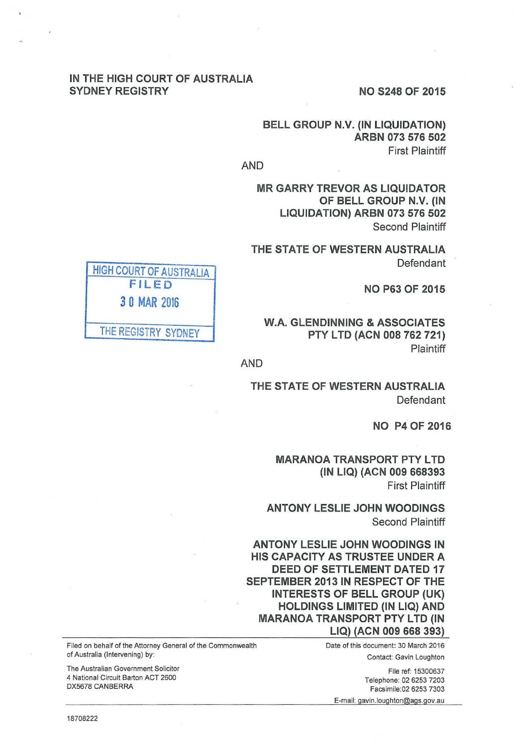IN THE HIGH COURT OF AUSTRALIA
SYDNEY REGISTRY

NO S248 OF 2015

**BELL GROUP N.V. (IN LIQUIDATION)**
**ARBN 073 576 502**
First Plaintiff

AND

**MR GARRY TREVOR AS LIQUIDATOR OF BELL GROUP N.V. (IN LIQUIDATION) ARBN 073 576 502**
Second Plaintiff

**THE STATE OF WESTERN AUSTRALIA**
Defendant

HIGH COURT OF AUSTRALIA
FILED
30 MAR 2016
THE REGISTRY SYDNEY

**NO P63 OF 2015**

**W.A. GLENDINNING & ASSOCIATES PTY LTD (ACN 008 762 721)**
Plaintiff

AND

**THE STATE OF WESTERN AUSTRALIA**
Defendant

**NO P4 OF 2016**

**MARANOA TRANSPORT PTY LTD (IN LIQ) (ACN 009 668393)**
First Plaintiff

**ANTONY LESLIE JOHN WOODINGS**
Second Plaintiff

**ANTONY LESLIE JOHN WOODINGS IN HIS CAPACITY AS TRUSTEE UNDER A DEED OF SETTLEMENT DATED 17 SEPTEMBER 2013 IN RESPECT OF THE INTERESTS OF BELL GROUP (UK) HOLDINGS LIMITED (IN LIQ) AND MARANOA TRANSPORT PTY LTD (IN LIQ) (ACN 009 668 393)**

---

Filed on behalf of the Attorney General of the Commonwealth of Australia (Intervening) by:

The Australian Government Solicitor
4 National Circuit Barton ACT 2600
DX5678 CANBERRA

Date of this document: 30 March 2016
Contact: Gavin Loughton

File ref: 15300637
Telephone: 02 6253 7203
Facsimile: 02 6253 7303
E-mail: gavin.loughton@ags.gov.au

---

18708222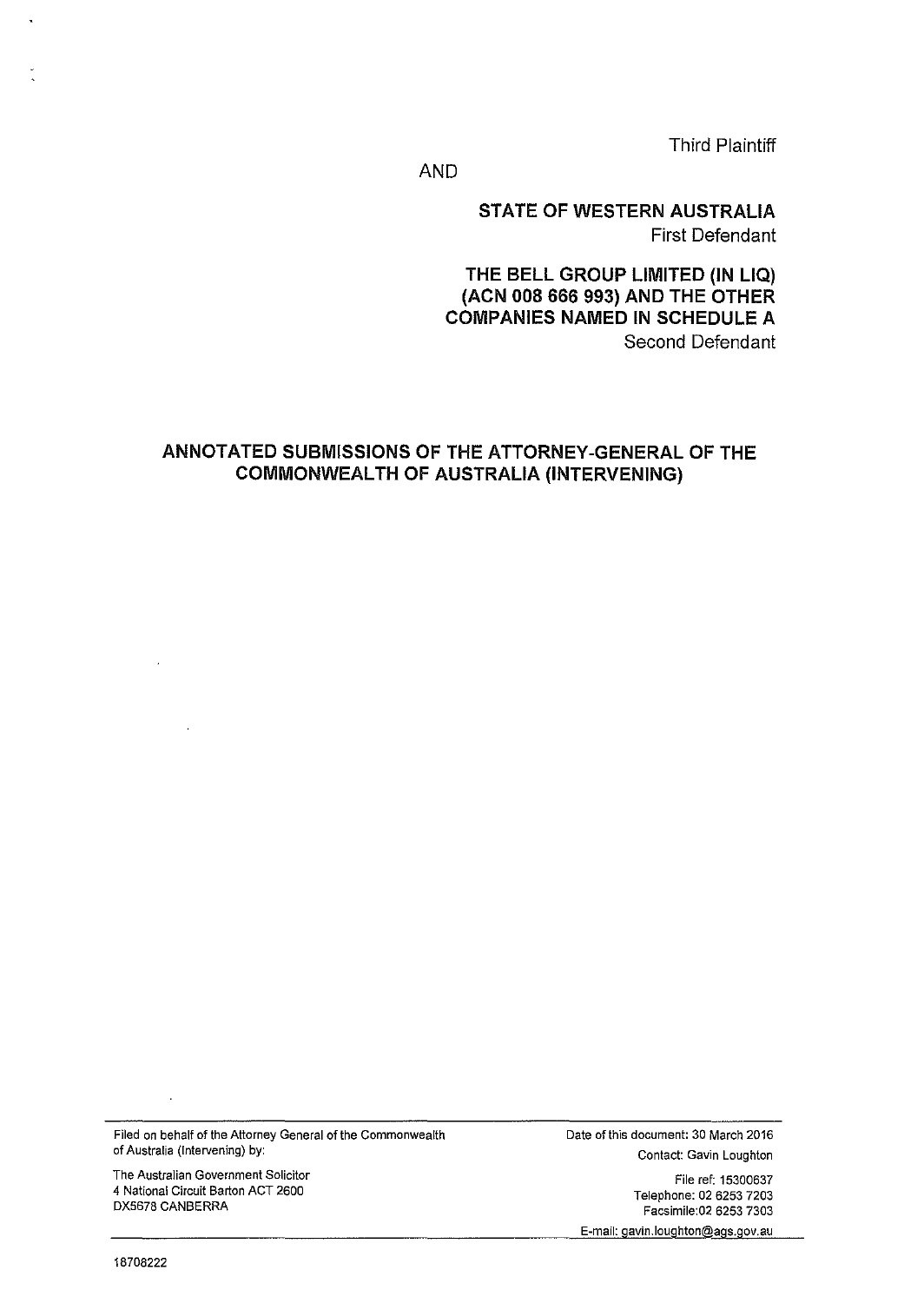Third Plaintiff

AND

**STATE OF WESTERN AUSTRALIA**
First Defendant

**THE BELL GROUP LIMITED (IN LIQ) (ACN 008 666 993) AND THE OTHER COMPANIES NAMED IN SCHEDULE A**
Second Defendant

## ANNOTATED SUBMISSIONS OF THE ATTORNEY-GENERAL OF THE COMMONWEALTH OF AUSTRALIA (INTERVENING)

---

Filed on behalf of the Attorney General of the Commonwealth of Australia (Intervening) by:

The Australian Government Solicitor
4 National Circuit Barton ACT 2600
DX5678 CANBERRA

Date of this document: 30 March 2016
Contact: Gavin Loughton

File ref: 15300637
Telephone: 02 6253 7203
Facsimile: 02 6253 7303
E-mail: gavin.loughton@ags.gov.au

---

18708222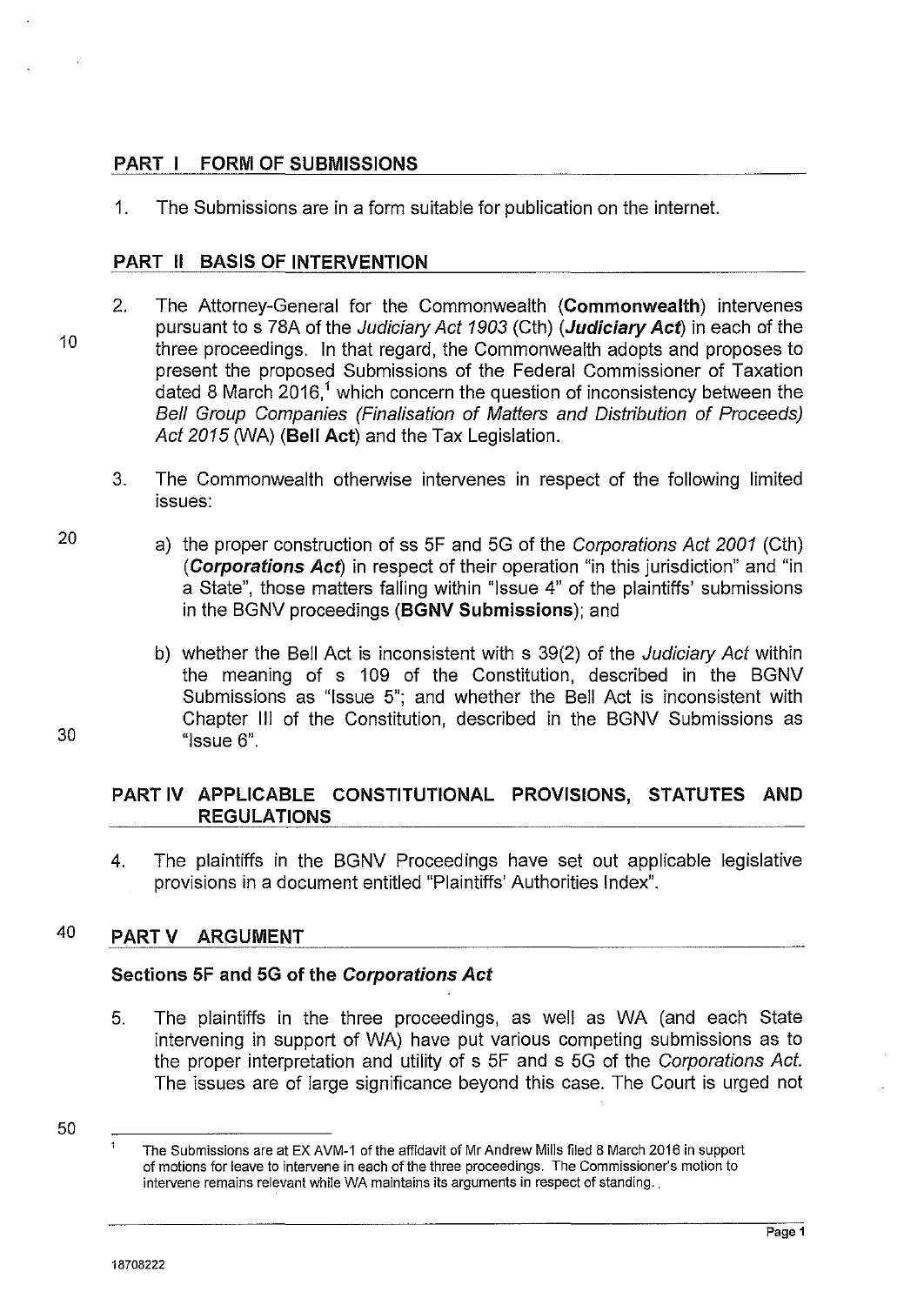## PART I FORM OF SUBMISSIONS

1. The Submissions are in a form suitable for publication on the internet.

## PART II BASIS OF INTERVENTION

2. The Attorney-General for the Commonwealth (**Commonwealth**) intervenes pursuant to s 78A of the *Judiciary Act 1903* (Cth) (***Judiciary Act***) in each of the three proceedings. In that regard, the Commonwealth adopts and proposes to present the proposed Submissions of the Federal Commissioner of Taxation dated 8 March 2016,[1] which concern the question of inconsistency between the *Bell Group Companies (Finalisation of Matters and Distribution of Proceeds) Act 2015* (WA) (**Bell Act**) and the Tax Legislation.

3. The Commonwealth otherwise intervenes in respect of the following limited issues:

   a) the proper construction of ss 5F and 5G of the *Corporations Act 2001* (Cth) (***Corporations Act***) in respect of their operation "in this jurisdiction" and "in a State", those matters falling within "Issue 4" of the plaintiffs' submissions in the BGNV proceedings (**BGNV Submissions**); and

   b) whether the Bell Act is inconsistent with s 39(2) of the *Judiciary Act* within the meaning of s 109 of the Constitution, described in the BGNV Submissions as "Issue 5"; and whether the Bell Act is inconsistent with Chapter III of the Constitution, described in the BGNV Submissions as "Issue 6".

## PART IV APPLICABLE CONSTITUTIONAL PROVISIONS, STATUTES AND REGULATIONS

4. The plaintiffs in the BGNV Proceedings have set out applicable legislative provisions in a document entitled "Plaintiffs' Authorities Index".

## PART V ARGUMENT

### Sections 5F and 5G of the *Corporations Act*

5. The plaintiffs in the three proceedings, as well as WA (and each State intervening in support of WA) have put various competing submissions as to the proper interpretation and utility of s 5F and s 5G of the *Corporations Act*. The issues are of large significance beyond this case. The Court is urged not

---

[1] The Submissions are at EX AVM-1 of the affidavit of Mr Andrew Mills filed 8 March 2016 in support of motions for leave to intervene in each of the three proceedings. The Commissioner's motion to intervene remains relevant while WA maintains its arguments in respect of standing.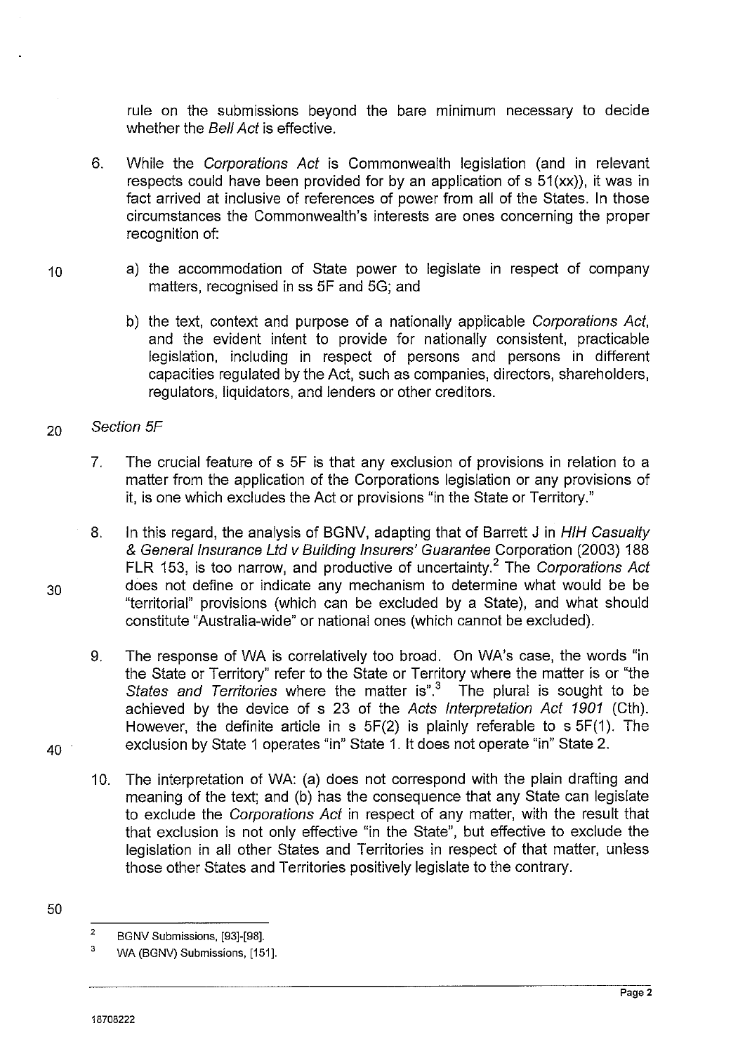rule on the submissions beyond the bare minimum necessary to decide whether the *Bell Act* is effective.

6. While the *Corporations Act* is Commonwealth legislation (and in relevant respects could have been provided for by an application of s 51(xx)), it was in fact arrived at inclusive of references of power from all of the States. In those circumstances the Commonwealth's interests are ones concerning the proper recognition of:

   a) the accommodation of State power to legislate in respect of company matters, recognised in ss 5F and 5G; and

   b) the text, context and purpose of a nationally applicable *Corporations Act*, and the evident intent to provide for nationally consistent, practicable legislation, including in respect of persons and persons in different capacities regulated by the Act, such as companies, directors, shareholders, regulators, liquidators, and lenders or other creditors.

*Section 5F*

7. The crucial feature of s 5F is that any exclusion of provisions in relation to a matter from the application of the Corporations legislation or any provisions of it, is one which excludes the Act or provisions "in the State or Territory."

8. In this regard, the analysis of BGNV, adapting that of Barrett J in *HIH Casualty & General Insurance Ltd v Building Insurers' Guarantee* Corporation (2003) 188 FLR 153, is too narrow, and productive of uncertainty.[2] The *Corporations Act* does not define or indicate any mechanism to determine what would be be "territorial" provisions (which can be excluded by a State), and what should constitute "Australia-wide" or national ones (which cannot be excluded).

9. The response of WA is correlatively too broad. On WA's case, the words "in the State or Territory" refer to the State or Territory where the matter is or "the *States and Territories* where the matter is".[3] The plural is sought to be achieved by the device of s 23 of the *Acts Interpretation Act 1901* (Cth). However, the definite article in s 5F(2) is plainly referable to s 5F(1). The exclusion by State 1 operates "in" State 1. It does not operate "in" State 2.

10. The interpretation of WA: (a) does not correspond with the plain drafting and meaning of the text; and (b) has the consequence that any State can legislate to exclude the *Corporations Act* in respect of any matter, with the result that that exclusion is not only effective "in the State", but effective to exclude the legislation in all other States and Territories in respect of that matter, unless those other States and Territories positively legislate to the contrary.

---

[2] BGNV Submissions, [93]-[98].

[3] WA (BGNV) Submissions, [151].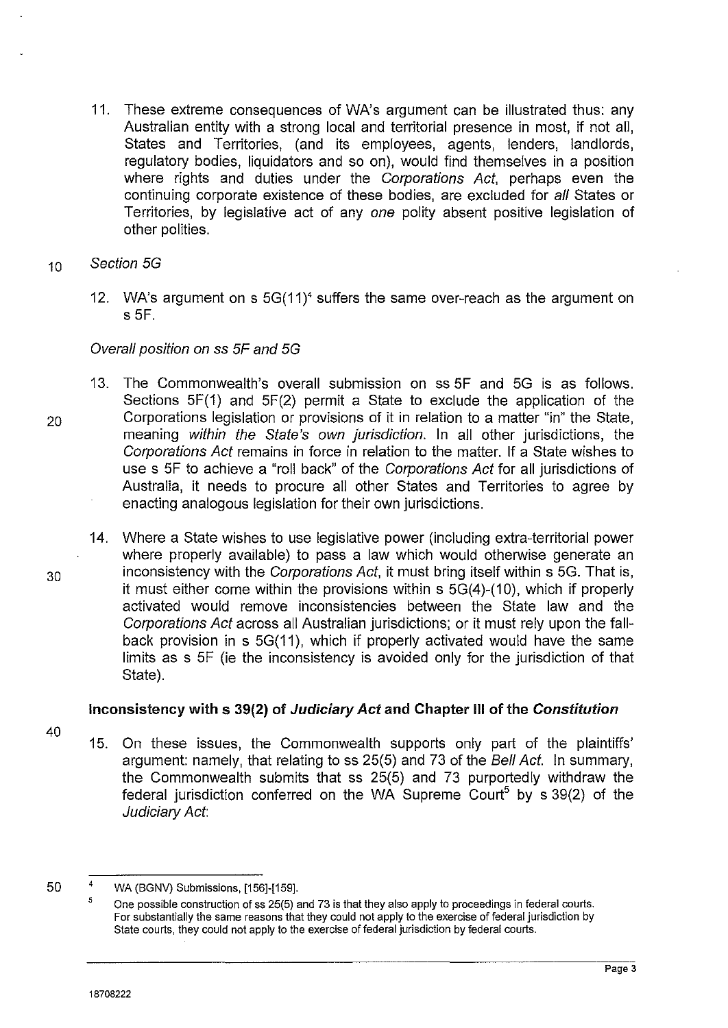11. These extreme consequences of WA's argument can be illustrated thus: any Australian entity with a strong local and territorial presence in most, if not all, States and Territories, (and its employees, agents, lenders, landlords, regulatory bodies, liquidators and so on), would find themselves in a position where rights and duties under the *Corporations Act*, perhaps even the continuing corporate existence of these bodies, are excluded for *all* States or Territories, by legislative act of any *one* polity absent positive legislation of other polities.

*Section 5G*

12. WA's argument on s 5G(11)[4] suffers the same over-reach as the argument on s 5F.

*Overall position on ss 5F and 5G*

13. The Commonwealth's overall submission on ss 5F and 5G is as follows. Sections 5F(1) and 5F(2) permit a State to exclude the application of the Corporations legislation or provisions of it in relation to a matter "in" the State, meaning *within the State's own jurisdiction*. In all other jurisdictions, the *Corporations Act* remains in force in relation to the matter. If a State wishes to use s 5F to achieve a "roll back" of the *Corporations Act* for all jurisdictions of Australia, it needs to procure all other States and Territories to agree by enacting analogous legislation for their own jurisdictions.

14. Where a State wishes to use legislative power (including extra-territorial power where properly available) to pass a law which would otherwise generate an inconsistency with the *Corporations Act*, it must bring itself within s 5G. That is, it must either come within the provisions within s 5G(4)-(10), which if properly activated would remove inconsistencies between the State law and the *Corporations Act* across all Australian jurisdictions; or it must rely upon the fall-back provision in s 5G(11), which if properly activated would have the same limits as s 5F (ie the inconsistency is avoided only for the jurisdiction of that State).

**Inconsistency with s 39(2) of *Judiciary Act* and Chapter III of the *Constitution***

15. On these issues, the Commonwealth supports only part of the plaintiffs' argument: namely, that relating to ss 25(5) and 73 of the *Bell Act*. In summary, the Commonwealth submits that ss 25(5) and 73 purportedly withdraw the federal jurisdiction conferred on the WA Supreme Court[5] by s 39(2) of the *Judiciary Act*:

---

[4] WA (BGNV) Submissions, [156]-[159].

[5] One possible construction of ss 25(5) and 73 is that they also apply to proceedings in federal courts. For substantially the same reasons that they could not apply to the exercise of federal jurisdiction by State courts, they could not apply to the exercise of federal jurisdiction by federal courts.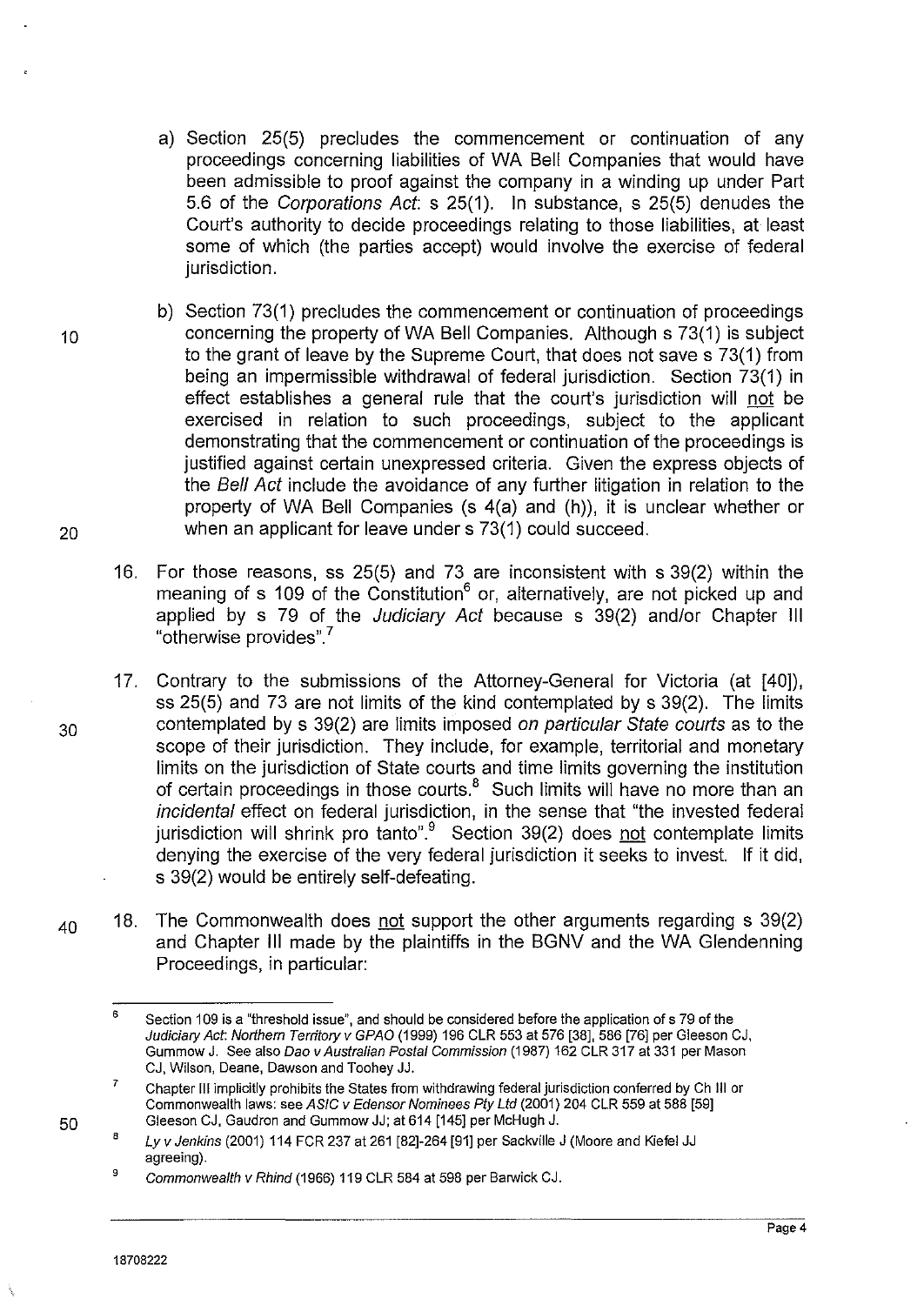a) Section 25(5) precludes the commencement or continuation of any proceedings concerning liabilities of WA Bell Companies that would have been admissible to proof against the company in a winding up under Part 5.6 of the *Corporations Act*: s 25(1). In substance, s 25(5) denudes the Court's authority to decide proceedings relating to those liabilities, at least some of which (the parties accept) would involve the exercise of federal jurisdiction.

b) Section 73(1) precludes the commencement or continuation of proceedings concerning the property of WA Bell Companies. Although s 73(1) is subject to the grant of leave by the Supreme Court, that does not save s 73(1) from being an impermissible withdrawal of federal jurisdiction. Section 73(1) in effect establishes a general rule that the court's jurisdiction will not be exercised in relation to such proceedings, subject to the applicant demonstrating that the commencement or continuation of the proceedings is justified against certain unexpressed criteria. Given the express objects of the *Bell Act* include the avoidance of any further litigation in relation to the property of WA Bell Companies (s 4(a) and (h)), it is unclear whether or when an applicant for leave under s 73(1) could succeed.

16. For those reasons, ss 25(5) and 73 are inconsistent with s 39(2) within the meaning of s 109 of the Constitution[6] or, alternatively, are not picked up and applied by s 79 of the *Judiciary Act* because s 39(2) and/or Chapter III "otherwise provides".[7]

17. Contrary to the submissions of the Attorney-General for Victoria (at [40]), ss 25(5) and 73 are not limits of the kind contemplated by s 39(2). The limits contemplated by s 39(2) are limits imposed *on particular State courts* as to the scope of their jurisdiction. They include, for example, territorial and monetary limits on the jurisdiction of State courts and time limits governing the institution of certain proceedings in those courts.[8] Such limits will have no more than an *incidental* effect on federal jurisdiction, in the sense that "the invested federal jurisdiction will shrink pro tanto".[9] Section 39(2) does not contemplate limits denying the exercise of the very federal jurisdiction it seeks to invest. If it did, s 39(2) would be entirely self-defeating.

18. The Commonwealth does not support the other arguments regarding s 39(2) and Chapter III made by the plaintiffs in the BGNV and the WA Glendenning Proceedings, in particular:

---

[6] Section 109 is a "threshold issue", and should be considered before the application of s 79 of the *Judiciary Act*: *Northern Territory v GPAO* (1999) 196 CLR 553 at 576 [38], 586 [76] per Gleeson CJ, Gummow J. See also *Dao v Australian Postal Commission* (1987) 162 CLR 317 at 331 per Mason CJ, Wilson, Deane, Dawson and Toohey JJ.

[7] Chapter III implicitly prohibits the States from withdrawing federal jurisdiction conferred by Ch III or Commonwealth laws: see *ASIC v Edensor Nominees Pty Ltd* (2001) 204 CLR 559 at 588 [59] Gleeson CJ, Gaudron and Gummow JJ; at 614 [145] per McHugh J.

[8] *Ly v Jenkins* (2001) 114 FCR 237 at 261 [82]-264 [91] per Sackville J (Moore and Kiefel JJ agreeing).

[9] *Commonwealth v Rhind* (1966) 119 CLR 584 at 598 per Barwick CJ.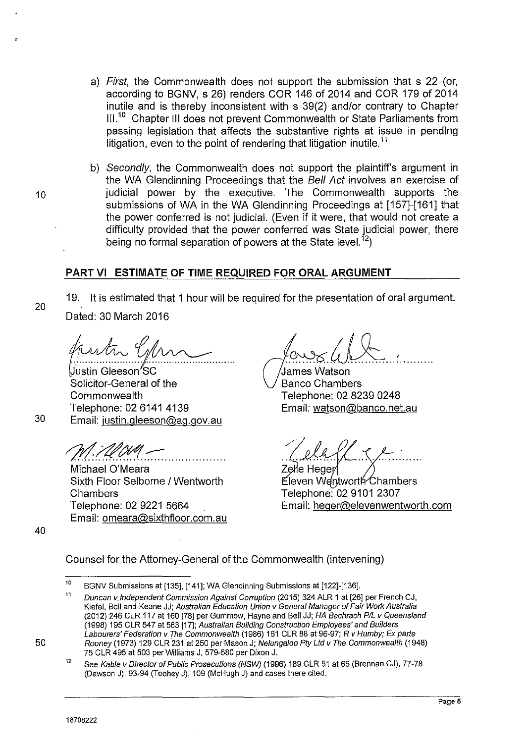a) *First*, the Commonwealth does not support the submission that s 22 (or, according to BGNV, s 26) renders COR 146 of 2014 and COR 179 of 2014 inutile and is thereby inconsistent with s 39(2) and/or contrary to Chapter III.[10] Chapter III does not prevent Commonwealth or State Parliaments from passing legislation that affects the substantive rights at issue in pending litigation, even to the point of rendering that litigation inutile.[11]

b) *Secondly*, the Commonwealth does not support the plaintiff's argument in the WA Glendinning Proceedings that the *Bell Act* involves an exercise of judicial power by the executive. The Commonwealth supports the submissions of WA in the WA Glendinning Proceedings at [157]-[161] that the power conferred is not judicial. (Even if it were, that would not create a difficulty provided that the power conferred was State judicial power, there being no formal separation of powers at the State level.[12])

## PART VI ESTIMATE OF TIME REQUIRED FOR ORAL ARGUMENT

19. It is estimated that 1 hour will be required for the presentation of oral argument.

Dated: 30 March 2016

Justin Gleeson SC
Solicitor-General of the Commonwealth
Telephone: 02 6141 4139
Email: justin.gleeson@ag.gov.au

James Watson
Banco Chambers
Telephone: 02 8239 0248
Email: watson@banco.net.au

Michael O'Meara
Sixth Floor Selborne / Wentworth Chambers
Telephone: 02 9221 5664
Email: omeara@sixthfloor.com.au

Zelie Heger
Eleven Wentworth Chambers
Telephone: 02 9101 2307
Email: heger@elevenwentworth.com

Counsel for the Attorney-General of the Commonwealth (intervening)

---

[10] BGNV Submissions at [135], [141]; WA Glendinning Submissions at [122]-[136].

[11] *Duncan v Independent Commission Against Corruption* (2015) 324 ALR 1 at [26] per French CJ, Kiefel, Bell and Keane JJ; *Australian Education Union v General Manager of Fair Work Australia* (2012) 246 CLR 117 at 160 [78] per Gummow, Hayne and Bell JJ; *HA Bachrach P/L v Queensland* (1998) 195 CLR 547 at 563 [17]; *Australian Building Construction Employees' and Builders Labourers' Federation v The Commonwealth* (1986) 161 CLR 88 at 96-97; *R v Humby; Ex parte Rooney* (1973) 129 CLR 231 at 250 per Mason J; *Nelungaloo Pty Ltd v The Commonwealth* (1948) 75 CLR 495 at 503 per Williams J, 579-580 per Dixon J.

[12] See *Kable v Director of Public Prosecutions (NSW)* (1996) 189 CLR 51 at 65 (Brennan CJ), 77-78 (Dawson J), 93-94 (Toohey J), 109 (McHugh J) and cases there cited.